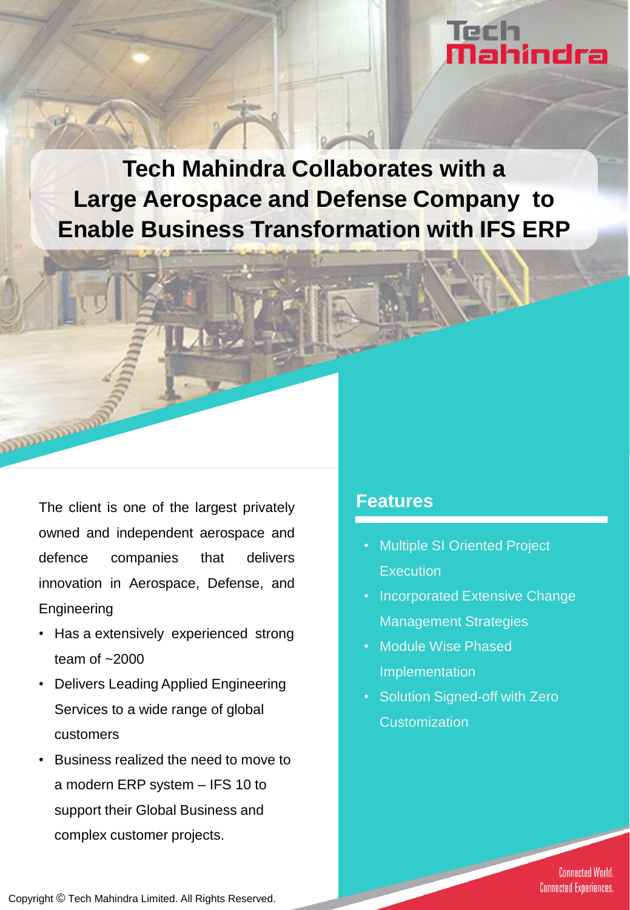# Tech Mahindra Collaborates with a Large Aerospace and Defense Company to Enable Business Transformation with IFS ERP

The client is one of the largest privately owned and independent aerospace and defence companies that delivers innovation in Aerospace, Defense, and Engineering

- Has a extensively experienced strong team of ~2000
- Delivers Leading Applied Engineering Services to a wide range of global customers
- Business realized the need to move to a modern ERP system – IFS 10 to support their Global Business and complex customer projects.

## Features

- Multiple SI Oriented Project Execution
- Incorporated Extensive Change Management Strategies
- Module Wise Phased Implementation
- Solution Signed-off with Zero Customization

Connected World. Connected Experiences.

Copyright © Tech Mahindra Limited. All Rights Reserved.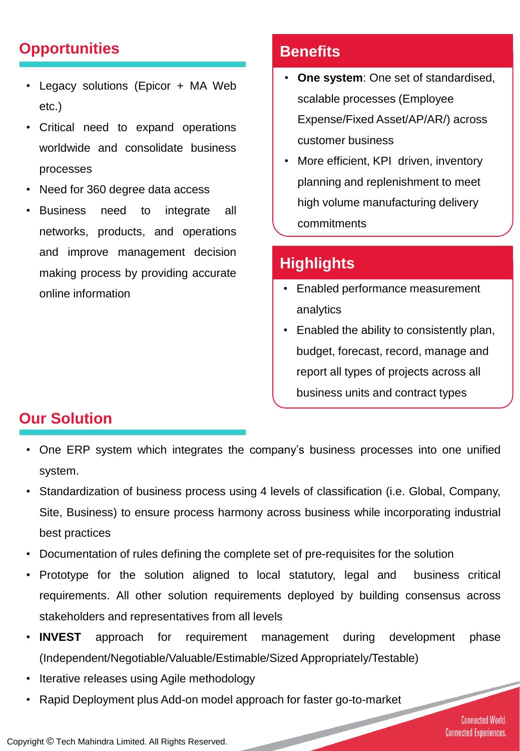## Opportunities

- Legacy solutions (Epicor + MA Web etc.)
- Critical need to expand operations worldwide and consolidate business processes
- Need for 360 degree data access
- Business need to integrate all networks, products, and operations and improve management decision making process by providing accurate online information

## Benefits

- **One system**: One set of standardised, scalable processes (Employee Expense/Fixed Asset/AP/AR/) across customer business
- More efficient, KPI driven, inventory planning and replenishment to meet high volume manufacturing delivery commitments

## Highlights

- Enabled performance measurement analytics
- Enabled the ability to consistently plan, budget, forecast, record, manage and report all types of projects across all business units and contract types

## Our Solution

- One ERP system which integrates the company's business processes into one unified system.
- Standardization of business process using 4 levels of classification (i.e. Global, Company, Site, Business) to ensure process harmony across business while incorporating industrial best practices
- Documentation of rules defining the complete set of pre-requisites for the solution
- Prototype for the solution aligned to local statutory, legal and business critical requirements. All other solution requirements deployed by building consensus across stakeholders and representatives from all levels
- **INVEST** approach for requirement management during development phase (Independent/Negotiable/Valuable/Estimable/Sized Appropriately/Testable)
- Iterative releases using Agile methodology
- Rapid Deployment plus Add-on model approach for faster go-to-market